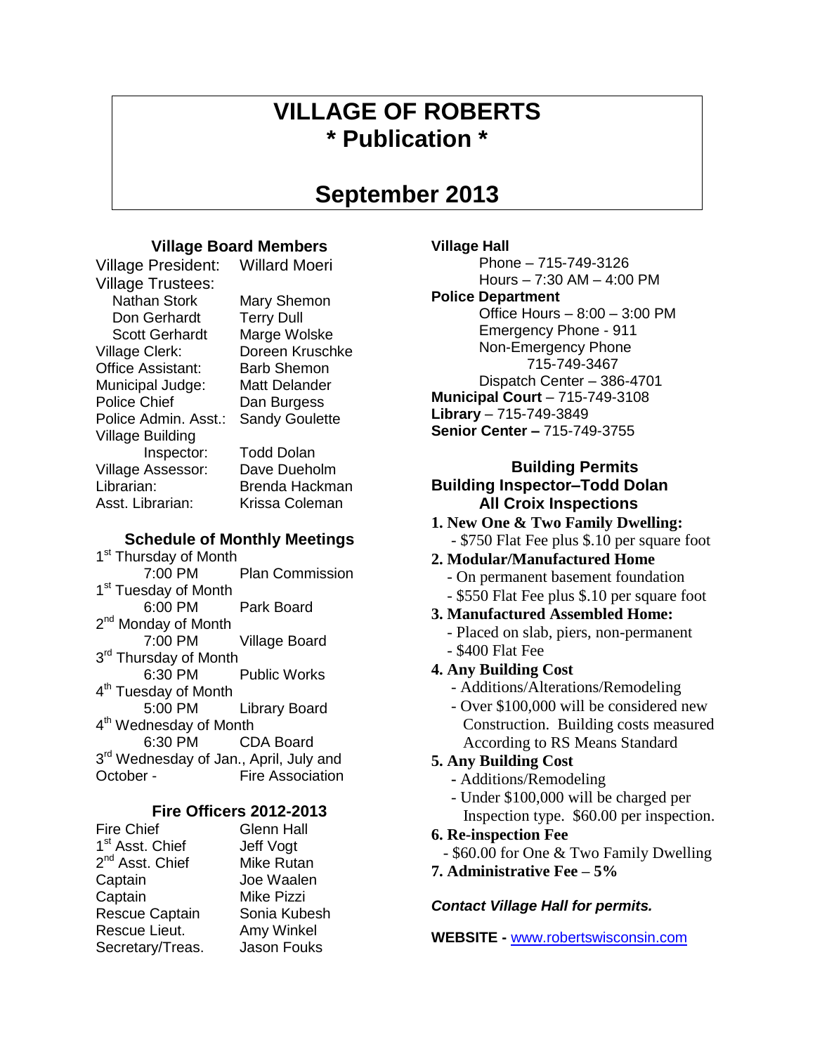# VILLAGE OF ROBERTS
# * Publication *

# September 2013

### Village Board Members

| | |
|---|---|
| Village President: | Willard Moeri |
| Village Trustees: | |
| Nathan Stork | Mary Shemon |
| Don Gerhardt | Terry Dull |
| Scott Gerhardt | Marge Wolske |
| Village Clerk: | Doreen Kruschke |
| Office Assistant: | Barb Shemon |
| Municipal Judge: | Matt Delander |
| Police Chief | Dan Burgess |
| Police Admin. Asst.: | Sandy Goulette |
| Village Building Inspector: | Todd Dolan |
| Village Assessor: | Dave Dueholm |
| Librarian: | Brenda Hackman |
| Asst. Librarian: | Krissa Coleman |

### Schedule of Monthly Meetings

1st Thursday of Month
7:00 PM Plan Commission

1st Tuesday of Month
6:00 PM Park Board

2nd Monday of Month
7:00 PM Village Board

3rd Thursday of Month
6:30 PM Public Works

4th Tuesday of Month
5:00 PM Library Board

4th Wednesday of Month
6:30 PM CDA Board

3rd Wednesday of Jan., April, July and October - Fire Association

### Fire Officers 2012-2013

| | |
|---|---|
| Fire Chief | Glenn Hall |
| 1st Asst. Chief | Jeff Vogt |
| 2nd Asst. Chief | Mike Rutan |
| Captain | Joe Waalen |
| Captain | Mike Pizzi |
| Rescue Captain | Sonia Kubesh |
| Rescue Lieut. | Amy Winkel |
| Secretary/Treas. | Jason Fouks |

**Village Hall**
Phone – 715-749-3126
Hours – 7:30 AM – 4:00 PM

**Police Department**
Office Hours – 8:00 – 3:00 PM
Emergency Phone - 911
Non-Emergency Phone
715-749-3467
Dispatch Center – 386-4701

**Municipal Court** – 715-749-3108

**Library** – 715-749-3849

**Senior Center –** 715-749-3755

### Building Permits
### Building Inspector–Todd Dolan
### All Croix Inspections

**1. New One & Two Family Dwelling:**
- $750 Flat Fee plus $.10 per square foot

**2. Modular/Manufactured Home**
- On permanent basement foundation
- $550 Flat Fee plus $.10 per square foot

**3. Manufactured Assembled Home:**
- Placed on slab, piers, non-permanent
- $400 Flat Fee

**4. Any Building Cost**
- Additions/Alterations/Remodeling
- Over $100,000 will be considered new Construction. Building costs measured According to RS Means Standard

**5. Any Building Cost**
- Additions/Remodeling
- Under $100,000 will be charged per Inspection type. $60.00 per inspection.

**6. Re-inspection Fee**
- $60.00 for One & Two Family Dwelling

**7. Administrative Fee – 5%**

***Contact Village Hall for permits.***

**WEBSITE -** www.robertswisconsin.com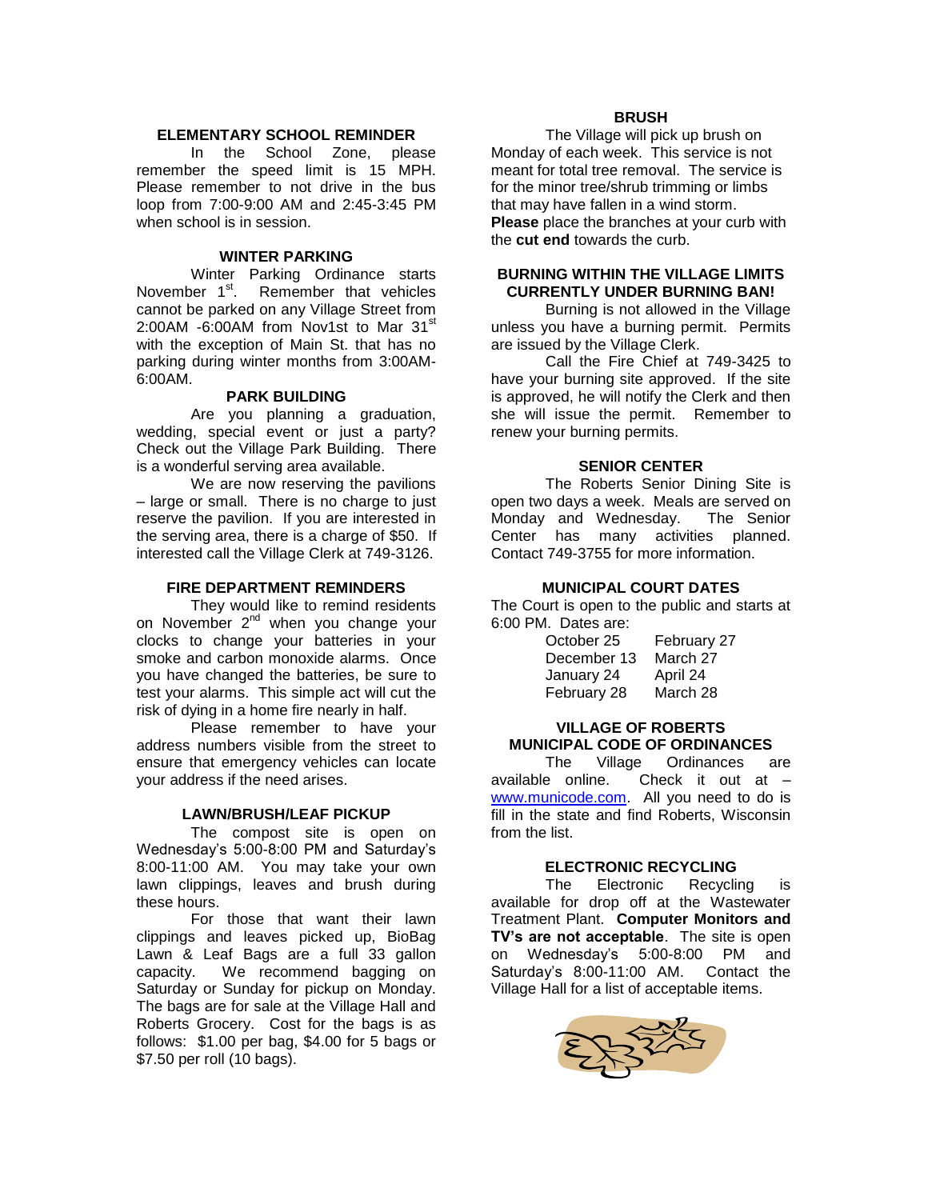## ELEMENTARY SCHOOL REMINDER

In the School Zone, please remember the speed limit is 15 MPH. Please remember to not drive in the bus loop from 7:00-9:00 AM and 2:45-3:45 PM when school is in session.

## WINTER PARKING

Winter Parking Ordinance starts November 1st. Remember that vehicles cannot be parked on any Village Street from 2:00AM -6:00AM from Nov1st to Mar 31st with the exception of Main St. that has no parking during winter months from 3:00AM-6:00AM.

## PARK BUILDING

Are you planning a graduation, wedding, special event or just a party? Check out the Village Park Building. There is a wonderful serving area available.

We are now reserving the pavilions – large or small. There is no charge to just reserve the pavilion. If you are interested in the serving area, there is a charge of $50. If interested call the Village Clerk at 749-3126.

## FIRE DEPARTMENT REMINDERS

They would like to remind residents on November 2nd when you change your clocks to change your batteries in your smoke and carbon monoxide alarms. Once you have changed the batteries, be sure to test your alarms. This simple act will cut the risk of dying in a home fire nearly in half.

Please remember to have your address numbers visible from the street to ensure that emergency vehicles can locate your address if the need arises.

## LAWN/BRUSH/LEAF PICKUP

The compost site is open on Wednesday's 5:00-8:00 PM and Saturday's 8:00-11:00 AM. You may take your own lawn clippings, leaves and brush during these hours.

For those that want their lawn clippings and leaves picked up, BioBag Lawn & Leaf Bags are a full 33 gallon capacity. We recommend bagging on Saturday or Sunday for pickup on Monday. The bags are for sale at the Village Hall and Roberts Grocery. Cost for the bags is as follows: $1.00 per bag, $4.00 for 5 bags or $7.50 per roll (10 bags).

## BRUSH

The Village will pick up brush on Monday of each week. This service is not meant for total tree removal. The service is for the minor tree/shrub trimming or limbs that may have fallen in a wind storm. **Please** place the branches at your curb with the **cut end** towards the curb.

## BURNING WITHIN THE VILLAGE LIMITS CURRENTLY UNDER BURNING BAN!

Burning is not allowed in the Village unless you have a burning permit. Permits are issued by the Village Clerk.

Call the Fire Chief at 749-3425 to have your burning site approved. If the site is approved, he will notify the Clerk and then she will issue the permit. Remember to renew your burning permits.

## SENIOR CENTER

The Roberts Senior Dining Site is open two days a week. Meals are served on Monday and Wednesday. The Senior Center has many activities planned. Contact 749-3755 for more information.

## MUNICIPAL COURT DATES

The Court is open to the public and starts at 6:00 PM. Dates are:

| | |
|---|---|
| October 25 | February 27 |
| December 13 | March 27 |
| January 24 | April 24 |
| February 28 | March 28 |

## VILLAGE OF ROBERTS MUNICIPAL CODE OF ORDINANCES

The Village Ordinances are available online. Check it out at – www.municode.com. All you need to do is fill in the state and find Roberts, Wisconsin from the list.

## ELECTRONIC RECYCLING

The Electronic Recycling is available for drop off at the Wastewater Treatment Plant. **Computer Monitors and TV's are not acceptable**. The site is open on Wednesday's 5:00-8:00 PM and Saturday's 8:00-11:00 AM. Contact the Village Hall for a list of acceptable items.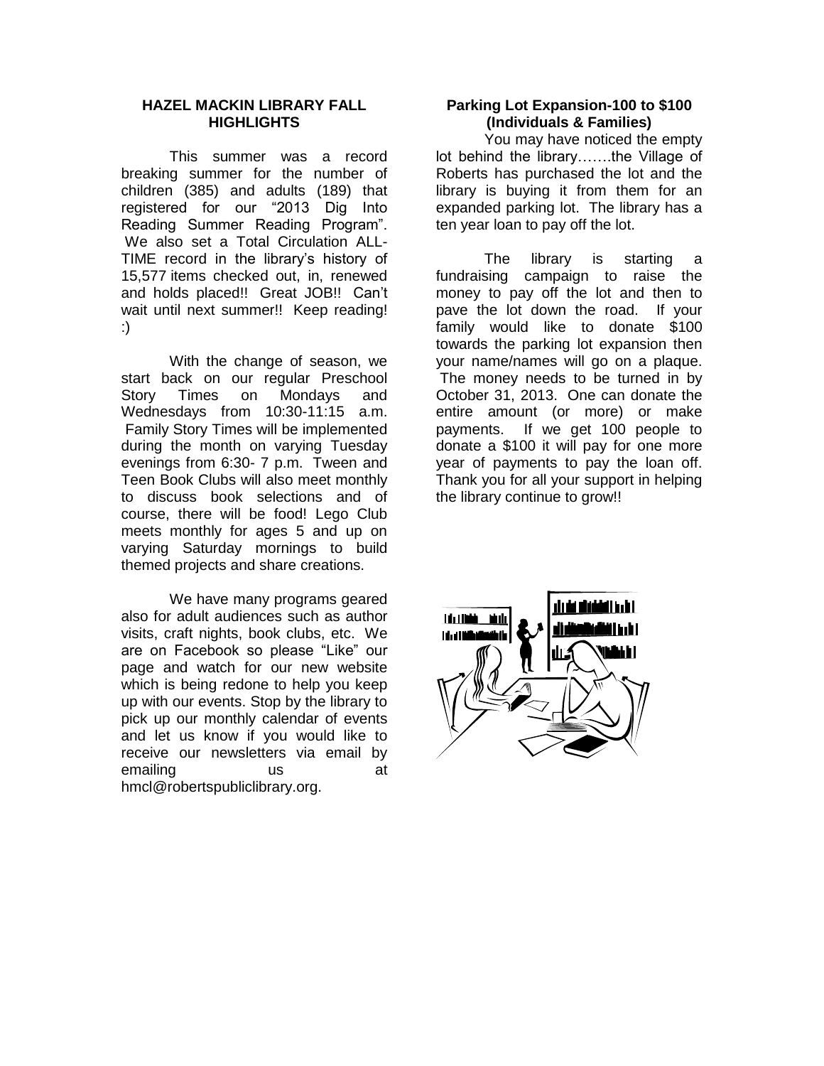## HAZEL MACKIN LIBRARY FALL HIGHLIGHTS

This summer was a record breaking summer for the number of children (385) and adults (189) that registered for our "2013 Dig Into Reading Summer Reading Program". We also set a Total Circulation ALL-TIME record in the library's history of 15,577 items checked out, in, renewed and holds placed!! Great JOB!! Can't wait until next summer!! Keep reading! :)

With the change of season, we start back on our regular Preschool Story Times on Mondays and Wednesdays from 10:30-11:15 a.m. Family Story Times will be implemented during the month on varying Tuesday evenings from 6:30- 7 p.m. Tween and Teen Book Clubs will also meet monthly to discuss book selections and of course, there will be food! Lego Club meets monthly for ages 5 and up on varying Saturday mornings to build themed projects and share creations.

We have many programs geared also for adult audiences such as author visits, craft nights, book clubs, etc. We are on Facebook so please "Like" our page and watch for our new website which is being redone to help you keep up with our events. Stop by the library to pick up our monthly calendar of events and let us know if you would like to receive our newsletters via email by emailing us at hmcl@robertspubliclibrary.org.

## Parking Lot Expansion-100 to $100 (Individuals & Families)

You may have noticed the empty lot behind the library…….the Village of Roberts has purchased the lot and the library is buying it from them for an expanded parking lot. The library has a ten year loan to pay off the lot.

The library is starting a fundraising campaign to raise the money to pay off the lot and then to pave the lot down the road. If your family would like to donate $100 towards the parking lot expansion then your name/names will go on a plaque. The money needs to be turned in by October 31, 2013. One can donate the entire amount (or more) or make payments. If we get 100 people to donate a $100 it will pay for one more year of payments to pay the loan off. Thank you for all your support in helping the library continue to grow!!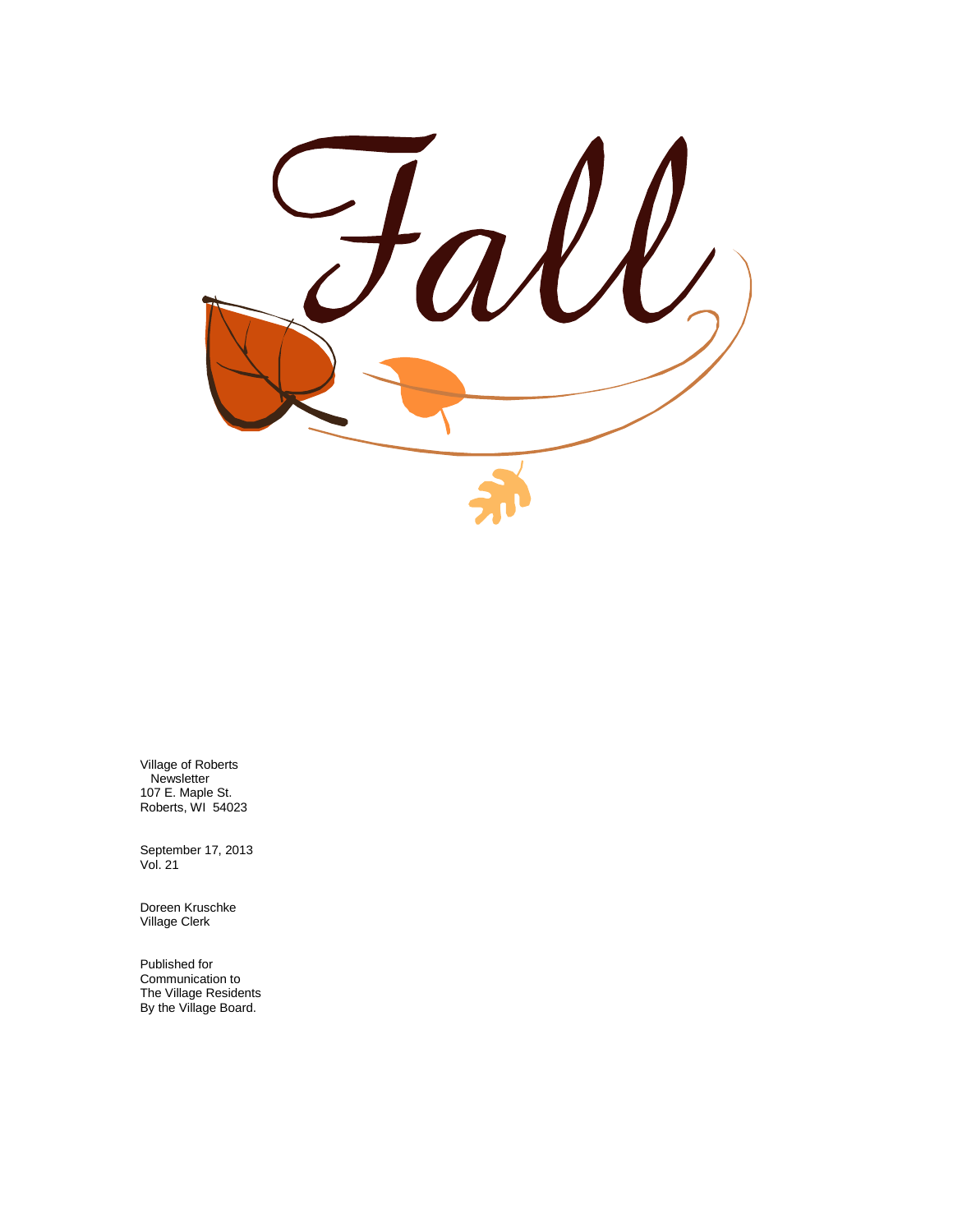# Fall

Village of Roberts
Newsletter
107 E. Maple St.
Roberts, WI 54023

September 17, 2013
Vol. 21

Doreen Kruschke
Village Clerk

Published for
Communication to
The Village Residents
By the Village Board.